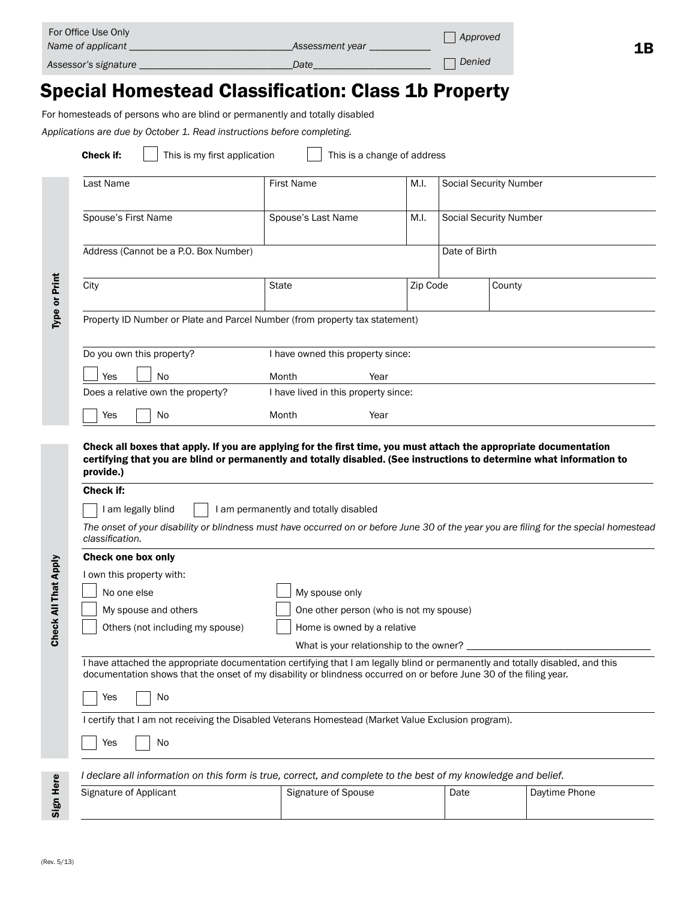For Office Use Only
*Name of applicant* ______________________________ *Assessment year* ___________ ☐ *Approved*
*Assessor's signature* ______________________________ *Date* ______________________ ☐ *Denied*

**1B**

# Special Homestead Classification: Class 1b Property

For homesteads of persons who are blind or permanently and totally disabled

*Applications are due by October 1. Read instructions before completing.*

**Check if:** ☐ This is my first application ☐ This is a change of address

**Type or Print**

| Last Name | First Name | M.I. | Social Security Number |
|---|---|---|---|
| | | | |
| **Spouse's First Name** | **Spouse's Last Name** | **M.I.** | **Social Security Number** |
| | | | |

| Address (Cannot be a P.O. Box Number) | Date of Birth |
|---|---|
| | |

| City | State | Zip Code | County |
|---|---|---|---|
| | | | |

Property ID Number or Plate and Parcel Number (from property tax statement)

| Do you own this property? | I have owned this property since: |
|---|---|
| ☐ Yes ☐ No | Month Year |
| **Does a relative own the property?** | **I have lived in this property since:** |
| ☐ Yes ☐ No | Month Year |

**Check All That Apply**

**Check all boxes that apply. If you are applying for the first time, you must attach the appropriate documentation certifying that you are blind or permanently and totally disabled. (See instructions to determine what information to provide.)**

**Check if:**

☐ I am legally blind ☐ I am permanently and totally disabled

*The onset of your disability or blindness must have occurred on or before June 30 of the year you are filing for the special homestead classification.*

**Check one box only**

I own this property with:

☐ No one else ☐ My spouse only
☐ My spouse and others ☐ One other person (who is not my spouse)
☐ Others (not including my spouse) ☐ Home is owned by a relative

What is your relationship to the owner? ___________________________________

I have attached the appropriate documentation certifying that I am legally blind or permanently and totally disabled, and this documentation shows that the onset of my disability or blindness occurred on or before June 30 of the filing year.

☐ Yes ☐ No

I certify that I am not receiving the Disabled Veterans Homestead (Market Value Exclusion program).

☐ Yes ☐ No

**Sign Here**

*I declare all information on this form is true, correct, and complete to the best of my knowledge and belief.*

| Signature of Applicant | Signature of Spouse | Date | Daytime Phone |
|---|---|---|---|
| | | | |

(Rev. 5/13)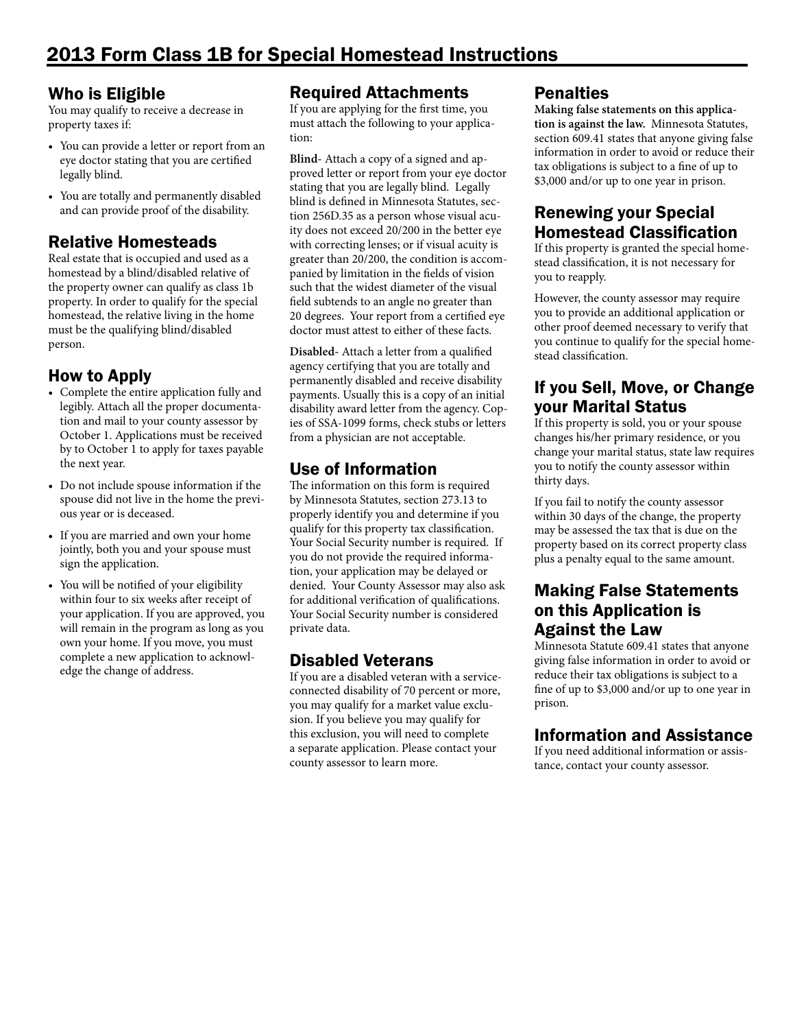# 2013 Form Class 1B for Special Homestead Instructions

## Who is Eligible

You may qualify to receive a decrease in property taxes if:

- You can provide a letter or report from an eye doctor stating that you are certified legally blind.
- You are totally and permanently disabled and can provide proof of the disability.

## Relative Homesteads

Real estate that is occupied and used as a homestead by a blind/disabled relative of the property owner can qualify as class 1b property. In order to qualify for the special homestead, the relative living in the home must be the qualifying blind/disabled person.

## How to Apply

- Complete the entire application fully and legibly. Attach all the proper documentation and mail to your county assessor by October 1. Applications must be received by to October 1 to apply for taxes payable the next year.
- Do not include spouse information if the spouse did not live in the home the previous year or is deceased.
- If you are married and own your home jointly, both you and your spouse must sign the application.
- You will be notified of your eligibility within four to six weeks after receipt of your application. If you are approved, you will remain in the program as long as you own your home. If you move, you must complete a new application to acknowledge the change of address.

## Required Attachments

If you are applying for the first time, you must attach the following to your application:

**Blind**- Attach a copy of a signed and approved letter or report from your eye doctor stating that you are legally blind. Legally blind is defined in Minnesota Statutes, section 256D.35 as a person whose visual acuity does not exceed 20/200 in the better eye with correcting lenses; or if visual acuity is greater than 20/200, the condition is accompanied by limitation in the fields of vision such that the widest diameter of the visual field subtends to an angle no greater than 20 degrees. Your report from a certified eye doctor must attest to either of these facts.

**Disabled**- Attach a letter from a qualified agency certifying that you are totally and permanently disabled and receive disability payments. Usually this is a copy of an initial disability award letter from the agency. Copies of SSA-1099 forms, check stubs or letters from a physician are not acceptable.

## Use of Information

The information on this form is required by Minnesota Statutes, section 273.13 to properly identify you and determine if you qualify for this property tax classification. Your Social Security number is required. If you do not provide the required information, your application may be delayed or denied. Your County Assessor may also ask for additional verification of qualifications. Your Social Security number is considered private data.

## Disabled Veterans

If you are a disabled veteran with a service-connected disability of 70 percent or more, you may qualify for a market value exclusion. If you believe you may qualify for this exclusion, you will need to complete a separate application. Please contact your county assessor to learn more.

## Penalties

**Making false statements on this application is against the law.** Minnesota Statutes, section 609.41 states that anyone giving false information in order to avoid or reduce their tax obligations is subject to a fine of up to $3,000 and/or up to one year in prison.

## Renewing your Special Homestead Classification

If this property is granted the special homestead classification, it is not necessary for you to reapply.

However, the county assessor may require you to provide an additional application or other proof deemed necessary to verify that you continue to qualify for the special homestead classification.

## If you Sell, Move, or Change your Marital Status

If this property is sold, you or your spouse changes his/her primary residence, or you change your marital status, state law requires you to notify the county assessor within thirty days.

If you fail to notify the county assessor within 30 days of the change, the property may be assessed the tax that is due on the property based on its correct property class plus a penalty equal to the same amount.

## Making False Statements on this Application is Against the Law

Minnesota Statute 609.41 states that anyone giving false information in order to avoid or reduce their tax obligations is subject to a fine of up to $3,000 and/or up to one year in prison.

## Information and Assistance

If you need additional information or assistance, contact your county assessor.